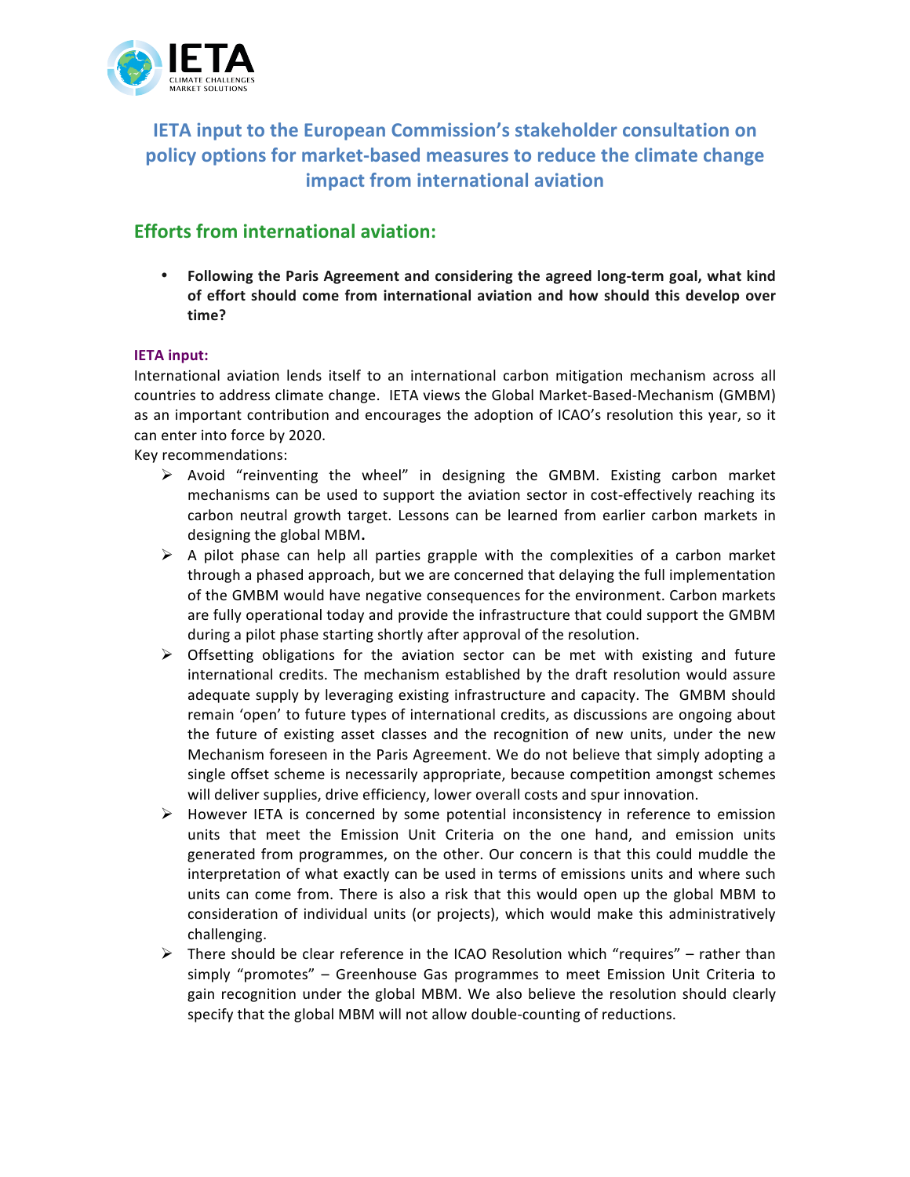# IETA input to the European Commission's stakeholder consultation on policy options for market-based measures to reduce the climate change impact from international aviation

## Efforts from international aviation:

- **Following the Paris Agreement and considering the agreed long-term goal, what kind of effort should come from international aviation and how should this develop over time?**

**IETA input:**

International aviation lends itself to an international carbon mitigation mechanism across all countries to address climate change. IETA views the Global Market-Based-Mechanism (GMBM) as an important contribution and encourages the adoption of ICAO's resolution this year, so it can enter into force by 2020.

Key recommendations:

- Avoid "reinventing the wheel" in designing the GMBM. Existing carbon market mechanisms can be used to support the aviation sector in cost-effectively reaching its carbon neutral growth target. Lessons can be learned from earlier carbon markets in designing the global MBM**.**
- A pilot phase can help all parties grapple with the complexities of a carbon market through a phased approach, but we are concerned that delaying the full implementation of the GMBM would have negative consequences for the environment. Carbon markets are fully operational today and provide the infrastructure that could support the GMBM during a pilot phase starting shortly after approval of the resolution.
- Offsetting obligations for the aviation sector can be met with existing and future international credits. The mechanism established by the draft resolution would assure adequate supply by leveraging existing infrastructure and capacity. The GMBM should remain 'open' to future types of international credits, as discussions are ongoing about the future of existing asset classes and the recognition of new units, under the new Mechanism foreseen in the Paris Agreement. We do not believe that simply adopting a single offset scheme is necessarily appropriate, because competition amongst schemes will deliver supplies, drive efficiency, lower overall costs and spur innovation.
- However IETA is concerned by some potential inconsistency in reference to emission units that meet the Emission Unit Criteria on the one hand, and emission units generated from programmes, on the other. Our concern is that this could muddle the interpretation of what exactly can be used in terms of emissions units and where such units can come from. There is also a risk that this would open up the global MBM to consideration of individual units (or projects), which would make this administratively challenging.
- There should be clear reference in the ICAO Resolution which "requires" – rather than simply "promotes" – Greenhouse Gas programmes to meet Emission Unit Criteria to gain recognition under the global MBM. We also believe the resolution should clearly specify that the global MBM will not allow double-counting of reductions.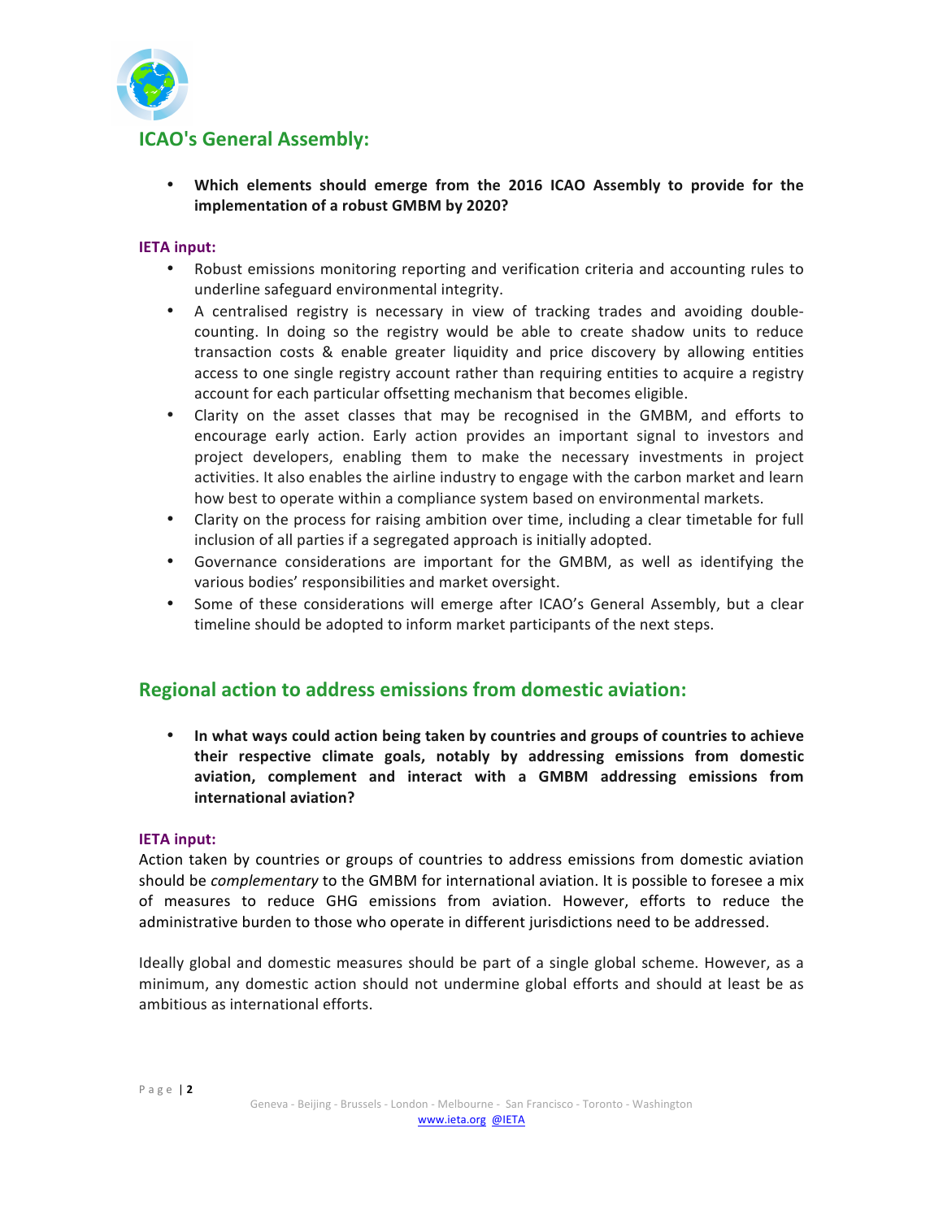## ICAO's General Assembly:

- **Which elements should emerge from the 2016 ICAO Assembly to provide for the implementation of a robust GMBM by 2020?**

**IETA input:**

- Robust emissions monitoring reporting and verification criteria and accounting rules to underline safeguard environmental integrity.
- A centralised registry is necessary in view of tracking trades and avoiding double-counting. In doing so the registry would be able to create shadow units to reduce transaction costs & enable greater liquidity and price discovery by allowing entities access to one single registry account rather than requiring entities to acquire a registry account for each particular offsetting mechanism that becomes eligible.
- Clarity on the asset classes that may be recognised in the GMBM, and efforts to encourage early action. Early action provides an important signal to investors and project developers, enabling them to make the necessary investments in project activities. It also enables the airline industry to engage with the carbon market and learn how best to operate within a compliance system based on environmental markets.
- Clarity on the process for raising ambition over time, including a clear timetable for full inclusion of all parties if a segregated approach is initially adopted.
- Governance considerations are important for the GMBM, as well as identifying the various bodies' responsibilities and market oversight.
- Some of these considerations will emerge after ICAO's General Assembly, but a clear timeline should be adopted to inform market participants of the next steps.

## Regional action to address emissions from domestic aviation:

- **In what ways could action being taken by countries and groups of countries to achieve their respective climate goals, notably by addressing emissions from domestic aviation, complement and interact with a GMBM addressing emissions from international aviation?**

**IETA input:**

Action taken by countries or groups of countries to address emissions from domestic aviation should be *complementary* to the GMBM for international aviation. It is possible to foresee a mix of measures to reduce GHG emissions from aviation. However, efforts to reduce the administrative burden to those who operate in different jurisdictions need to be addressed.

Ideally global and domestic measures should be part of a single global scheme. However, as a minimum, any domestic action should not undermine global efforts and should at least be as ambitious as international efforts.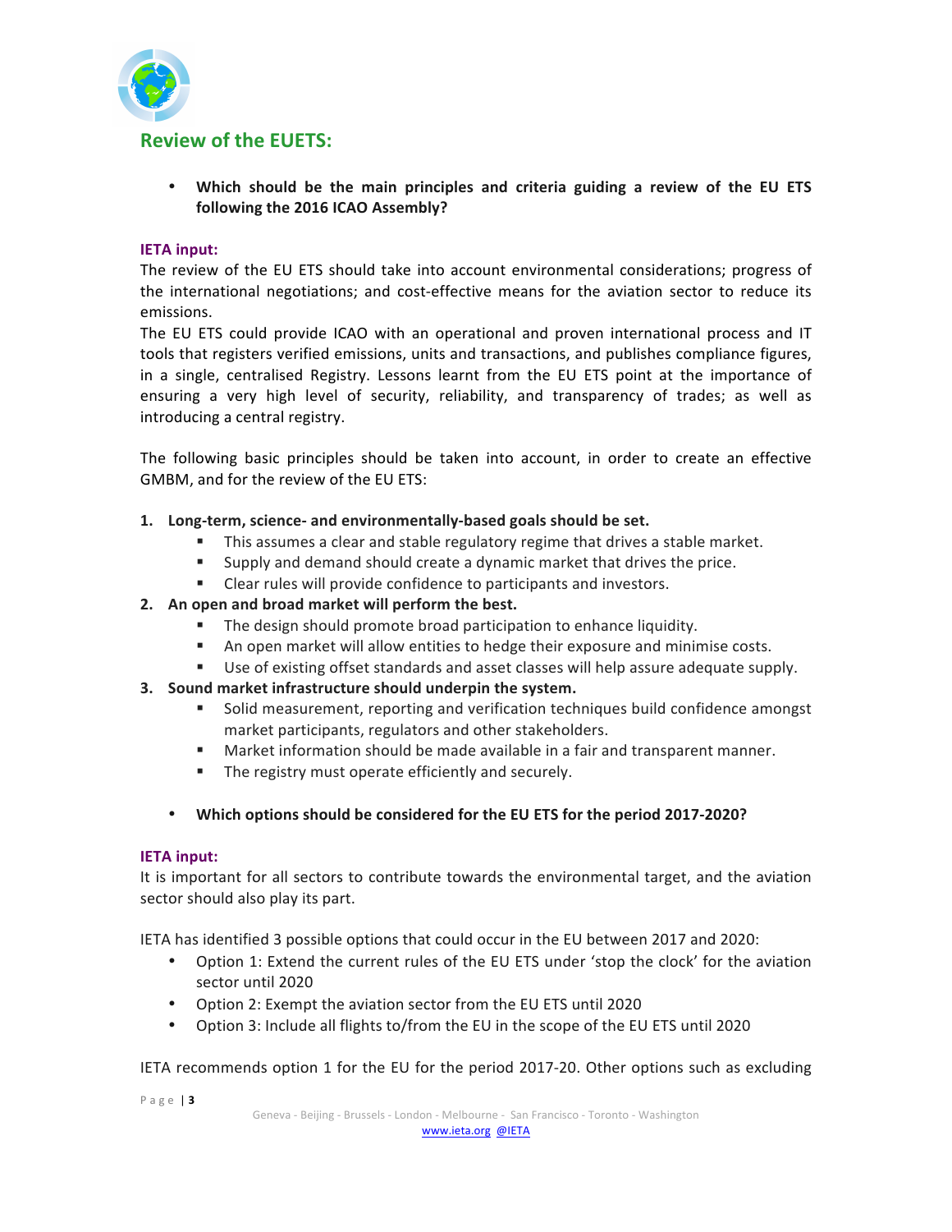## Review of the EUETS:

- **Which should be the main principles and criteria guiding a review of the EU ETS following the 2016 ICAO Assembly?**

**IETA input:**

The review of the EU ETS should take into account environmental considerations; progress of the international negotiations; and cost-effective means for the aviation sector to reduce its emissions.

The EU ETS could provide ICAO with an operational and proven international process and IT tools that registers verified emissions, units and transactions, and publishes compliance figures, in a single, centralised Registry. Lessons learnt from the EU ETS point at the importance of ensuring a very high level of security, reliability, and transparency of trades; as well as introducing a central registry.

The following basic principles should be taken into account, in order to create an effective GMBM, and for the review of the EU ETS:

1. **Long-term, science- and environmentally-based goals should be set.**
   - This assumes a clear and stable regulatory regime that drives a stable market.
   - Supply and demand should create a dynamic market that drives the price.
   - Clear rules will provide confidence to participants and investors.
2. **An open and broad market will perform the best.**
   - The design should promote broad participation to enhance liquidity.
   - An open market will allow entities to hedge their exposure and minimise costs.
   - Use of existing offset standards and asset classes will help assure adequate supply.
3. **Sound market infrastructure should underpin the system.**
   - Solid measurement, reporting and verification techniques build confidence amongst market participants, regulators and other stakeholders.
   - Market information should be made available in a fair and transparent manner.
   - The registry must operate efficiently and securely.

- **Which options should be considered for the EU ETS for the period 2017-2020?**

**IETA input:**

It is important for all sectors to contribute towards the environmental target, and the aviation sector should also play its part.

IETA has identified 3 possible options that could occur in the EU between 2017 and 2020:

- Option 1: Extend the current rules of the EU ETS under 'stop the clock' for the aviation sector until 2020
- Option 2: Exempt the aviation sector from the EU ETS until 2020
- Option 3: Include all flights to/from the EU in the scope of the EU ETS until 2020

IETA recommends option 1 for the EU for the period 2017-20. Other options such as excluding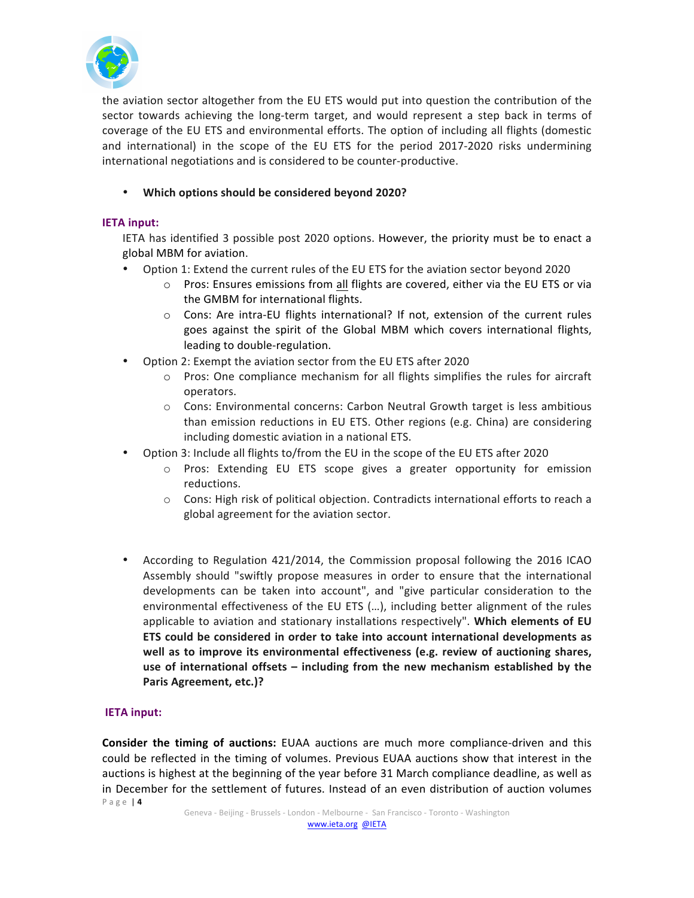the aviation sector altogether from the EU ETS would put into question the contribution of the sector towards achieving the long-term target, and would represent a step back in terms of coverage of the EU ETS and environmental efforts. The option of including all flights (domestic and international) in the scope of the EU ETS for the period 2017-2020 risks undermining international negotiations and is considered to be counter-productive.

- **Which options should be considered beyond 2020?**

**IETA input:**

IETA has identified 3 possible post 2020 options. However, the priority must be to enact a global MBM for aviation.

- Option 1: Extend the current rules of the EU ETS for the aviation sector beyond 2020
  - Pros: Ensures emissions from all flights are covered, either via the EU ETS or via the GMBM for international flights.
  - Cons: Are intra-EU flights international? If not, extension of the current rules goes against the spirit of the Global MBM which covers international flights, leading to double-regulation.
- Option 2: Exempt the aviation sector from the EU ETS after 2020
  - Pros: One compliance mechanism for all flights simplifies the rules for aircraft operators.
  - Cons: Environmental concerns: Carbon Neutral Growth target is less ambitious than emission reductions in EU ETS. Other regions (e.g. China) are considering including domestic aviation in a national ETS.
- Option 3: Include all flights to/from the EU in the scope of the EU ETS after 2020
  - Pros: Extending EU ETS scope gives a greater opportunity for emission reductions.
  - Cons: High risk of political objection. Contradicts international efforts to reach a global agreement for the aviation sector.

- According to Regulation 421/2014, the Commission proposal following the 2016 ICAO Assembly should "swiftly propose measures in order to ensure that the international developments can be taken into account", and "give particular consideration to the environmental effectiveness of the EU ETS (…), including better alignment of the rules applicable to aviation and stationary installations respectively". **Which elements of EU ETS could be considered in order to take into account international developments as well as to improve its environmental effectiveness (e.g. review of auctioning shares, use of international offsets – including from the new mechanism established by the Paris Agreement, etc.)?**

**IETA input:**

**Consider the timing of auctions:** EUAA auctions are much more compliance-driven and this could be reflected in the timing of volumes. Previous EUAA auctions show that interest in the auctions is highest at the beginning of the year before 31 March compliance deadline, as well as in December for the settlement of futures. Instead of an even distribution of auction volumes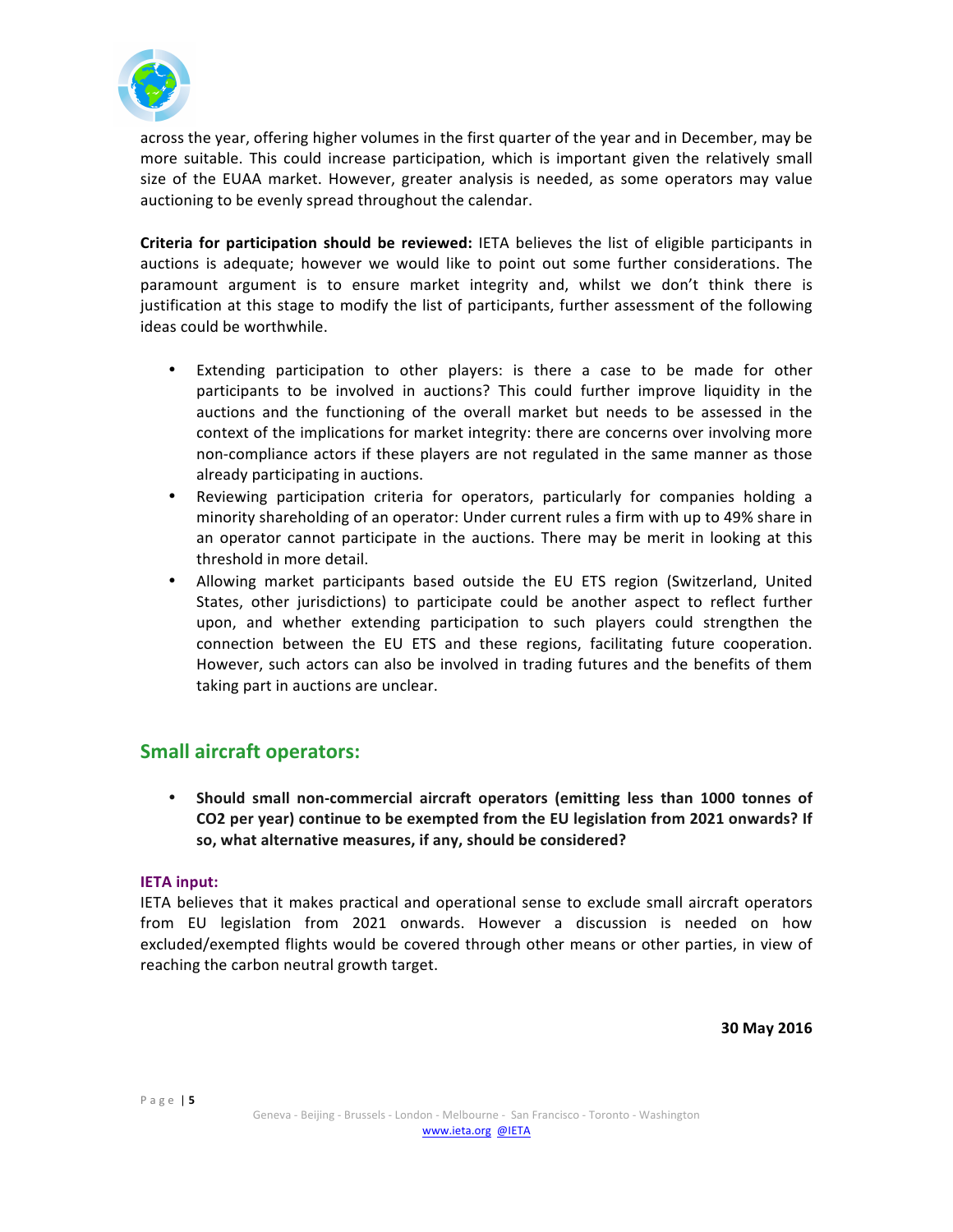across the year, offering higher volumes in the first quarter of the year and in December, may be more suitable. This could increase participation, which is important given the relatively small size of the EUAA market. However, greater analysis is needed, as some operators may value auctioning to be evenly spread throughout the calendar.

**Criteria for participation should be reviewed:** IETA believes the list of eligible participants in auctions is adequate; however we would like to point out some further considerations. The paramount argument is to ensure market integrity and, whilst we don't think there is justification at this stage to modify the list of participants, further assessment of the following ideas could be worthwhile.

- Extending participation to other players: is there a case to be made for other participants to be involved in auctions? This could further improve liquidity in the auctions and the functioning of the overall market but needs to be assessed in the context of the implications for market integrity: there are concerns over involving more non-compliance actors if these players are not regulated in the same manner as those already participating in auctions.
- Reviewing participation criteria for operators, particularly for companies holding a minority shareholding of an operator: Under current rules a firm with up to 49% share in an operator cannot participate in the auctions. There may be merit in looking at this threshold in more detail.
- Allowing market participants based outside the EU ETS region (Switzerland, United States, other jurisdictions) to participate could be another aspect to reflect further upon, and whether extending participation to such players could strengthen the connection between the EU ETS and these regions, facilitating future cooperation. However, such actors can also be involved in trading futures and the benefits of them taking part in auctions are unclear.

## Small aircraft operators:

- **Should small non-commercial aircraft operators (emitting less than 1000 tonnes of $CO_2$ per year) continue to be exempted from the EU legislation from 2021 onwards? If so, what alternative measures, if any, should be considered?**

**IETA input:**

IETA believes that it makes practical and operational sense to exclude small aircraft operators from EU legislation from 2021 onwards. However a discussion is needed on how excluded/exempted flights would be covered through other means or other parties, in view of reaching the carbon neutral growth target.

**30 May 2016**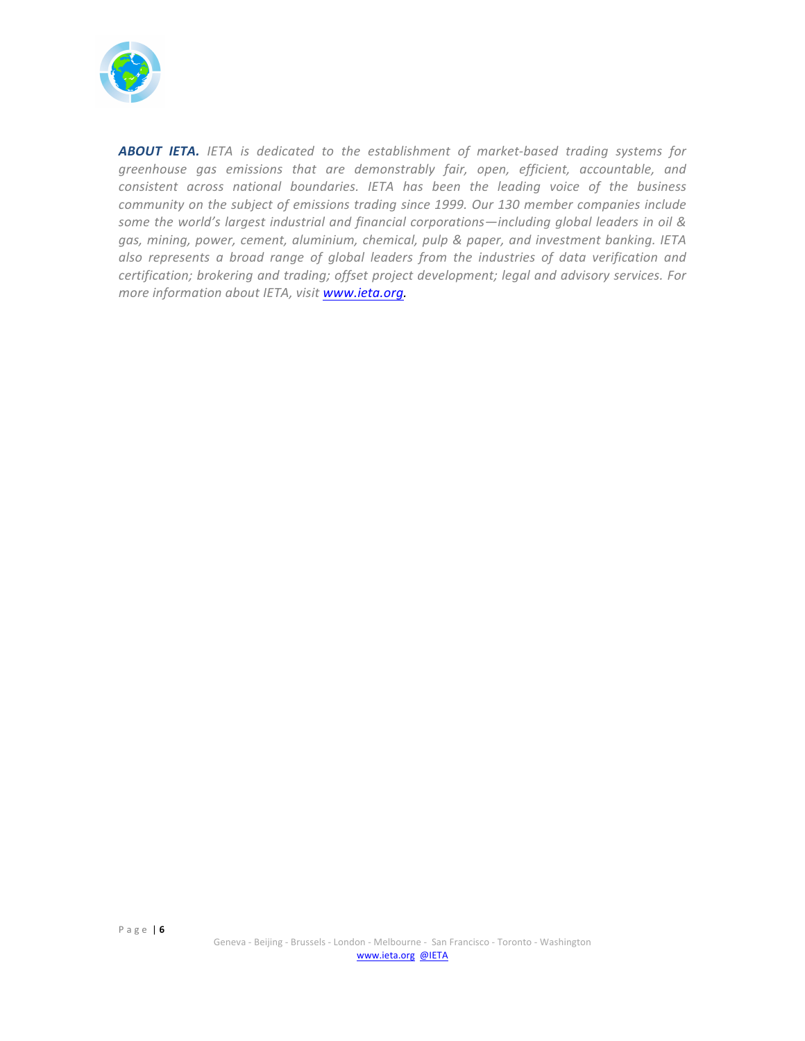***ABOUT IETA.*** *IETA is dedicated to the establishment of market-based trading systems for greenhouse gas emissions that are demonstrably fair, open, efficient, accountable, and consistent across national boundaries. IETA has been the leading voice of the business community on the subject of emissions trading since 1999. Our 130 member companies include some the world's largest industrial and financial corporations—including global leaders in oil & gas, mining, power, cement, aluminium, chemical, pulp & paper, and investment banking. IETA also represents a broad range of global leaders from the industries of data verification and certification; brokering and trading; offset project development; legal and advisory services. For more information about IETA, visit [www.ieta.org](http://www.ieta.org).*